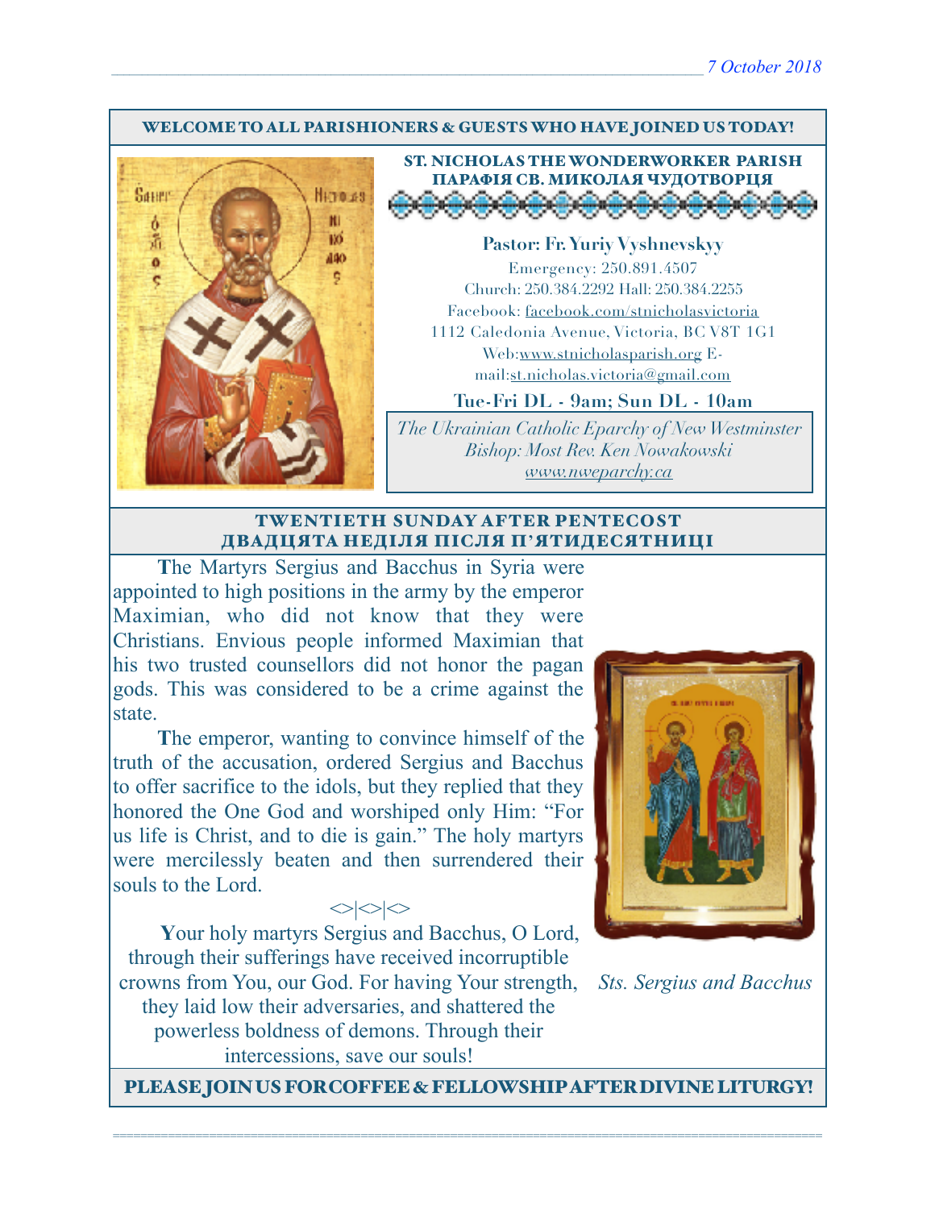7 October 2018

**WELCOME TO ALL PARISHIONERS & GUESTS WHO HAVE JOINED US TODAY!**

## ST. NICHOLAS THE WONDERWORKER PARISH
## ПАРАФІЯ СВ. МИКОЛАЯ ЧУДОТВОРЦЯ

**Pastor: Fr. Yuriy Vyshnevskyy**

Emergency: 250.891.4507

Church: 250.384.2292 Hall: 250.384.2255

Facebook: facebook.com/stnicholasvictoria

1112 Caledonia Avenue, Victoria, BC V8T 1G1

Web:www.stnicholasparish.org E-mail:st.nicholas.victoria@gmail.com

**Tue-Fri DL - 9am; Sun DL - 10am**

*The Ukrainian Catholic Eparchy of New Westminster*
*Bishop: Most Rev. Ken Nowakowski*
*www.nweparchy.ca*

## TWENTIETH SUNDAY AFTER PENTECOST
## ДВАДЦЯТА НЕДІЛЯ ПІСЛЯ П'ЯТИДЕСЯТНИЦІ

**T**he Martyrs Sergius and Bacchus in Syria were appointed to high positions in the army by the emperor Maximian, who did not know that they were Christians. Envious people informed Maximian that his two trusted counsellors did not honor the pagan gods. This was considered to be a crime against the state.

**T**he emperor, wanting to convince himself of the truth of the accusation, ordered Sergius and Bacchus to offer sacrifice to the idols, but they replied that they honored the One God and worshiped only Him: "For us life is Christ, and to die is gain." The holy martyrs were mercilessly beaten and then surrendered their souls to the Lord.

<>|<>|<>

**Y**our holy martyrs Sergius and Bacchus, O Lord, through their sufferings have received incorruptible crowns from You, our God. For having Your strength, they laid low their adversaries, and shattered the powerless boldness of demons. Through their intercessions, save our souls!

*Sts. Sergius and Bacchus*

**PLEASE JOIN US FOR COFFEE & FELLOWSHIP AFTER DIVINE LITURGY!**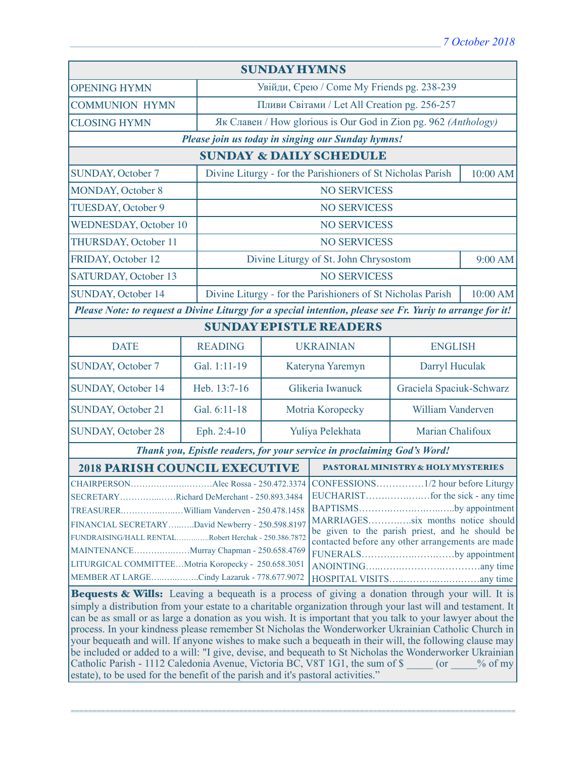7 October 2018

| SUNDAY HYMNS | |
|---|---|
| OPENING HYMN | Увійди, Єрею / Come My Friends pg. 238-239 |
| COMMUNION HYMN | Пливи Світами / Let All Creation pg. 256-257 |
| CLOSING HYMN | Як Славен / How glorious is Our God in Zion pg. 962 *(Anthology)* |

***Please join us today in singing our Sunday hymns!***

| SUNDAY & DAILY SCHEDULE | | |
|---|---|---|
| SUNDAY, October 7 | Divine Liturgy - for the Parishioners of St Nicholas Parish | 10:00 AM |
| MONDAY, October 8 | NO SERVICESS | |
| TUESDAY, October 9 | NO SERVICESS | |
| WEDNESDAY, October 10 | NO SERVICESS | |
| THURSDAY, October 11 | NO SERVICESS | |
| FRIDAY, October 12 | Divine Liturgy of St. John Chrysostom | 9:00 AM |
| SATURDAY, October 13 | NO SERVICESS | |
| SUNDAY, October 14 | Divine Liturgy - for the Parishioners of St Nicholas Parish | 10:00 AM |

***Please Note: to request a Divine Liturgy for a special intention, please see Fr. Yuriy to arrange for it!***

## SUNDAY EPISTLE READERS

| DATE | READING | UKRAINIAN | ENGLISH |
|---|---|---|---|
| SUNDAY, October 7 | Gal. 1:11-19 | Kateryna Yaremyn | Darryl Huculak |
| SUNDAY, October 14 | Heb. 13:7-16 | Glikeria Iwanuck | Graciela Spaciuk-Schwarz |
| SUNDAY, October 21 | Gal. 6:11-18 | Motria Koropecky | William Vanderven |
| SUNDAY, October 28 | Eph. 2:4-10 | Yuliya Pelekhata | Marian Chalifoux |

***Thank you, Epistle readers, for your service in proclaiming God's Word!***

## 2018 PARISH COUNCIL EXECUTIVE

- CHAIRPERSON……………………Alec Rossa - 250.472.3374
- SECRETARY……………Richard DeMerchant - 250.893.3484
- TREASURER………………William Vanderven - 250.478.1458
- FINANCIAL SECRETARY………David Newberry - 250.598.8197
- FUNDRAISING/HALL RENTAL…………Robert Herchak - 250.386.7872
- MAINTENANCE………………Murray Chapman - 250.658.4769
- LITURGICAL COMMITTEE…Motria Koropecky - 250.658.3051
- MEMBER AT LARGE……………Cindy Lazaruk - 778.677.9072

## PASTORAL MINISTRY & HOLY MYSTERIES

- CONFESSIONS……………1/2 hour before Liturgy
- EUCHARIST………………for the sick - any time
- BAPTISMS……………………………by appointment
- MARRIAGES…………six months notice should be given to the parish priest, and he should be contacted before any other arrangements are made
- FUNERALS…………………………by appointment
- ANOINTING……………………………any time
- HOSPITAL VISITS……………………………any time

**Bequests & Wills:** Leaving a bequeath is a process of giving a donation through your will. It is simply a distribution from your estate to a charitable organization through your last will and testament. It can be as small or as large a donation as you wish. It is important that you talk to your lawyer about the process. In your kindness please remember St Nicholas the Wonderworker Ukrainian Catholic Church in your bequeath and will. If anyone wishes to make such a bequeath in their will, the following clause may be included or added to a will: "I give, devise, and bequeath to St Nicholas the Wonderworker Ukrainian Catholic Parish - 1112 Caledonia Avenue, Victoria BC, V8T 1G1, the sum of $ _____ (or _____% of my estate), to be used for the benefit of the parish and it's pastoral activities."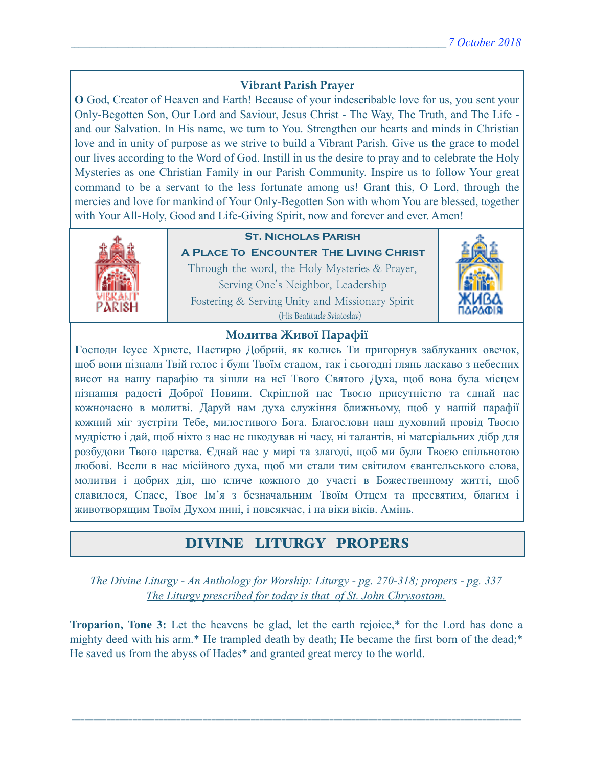### Vibrant Parish Prayer

**O** God, Creator of Heaven and Earth! Because of your indescribable love for us, you sent your Only-Begotten Son, Our Lord and Saviour, Jesus Christ - The Way, The Truth, and The Life - and our Salvation. In His name, we turn to You. Strengthen our hearts and minds in Christian love and in unity of purpose as we strive to build a Vibrant Parish. Give us the grace to model our lives according to the Word of God. Instill in us the desire to pray and to celebrate the Holy Mysteries as one Christian Family in our Parish Community. Inspire us to follow Your great command to be a servant to the less fortunate among us! Grant this, O Lord, through the mercies and love for mankind of Your Only-Begotten Son with whom You are blessed, together with Your All-Holy, Good and Life-Giving Spirit, now and forever and ever. Amen!

**St. Nicholas Parish**

**A Place To Encounter The Living Christ**

Through the word, the Holy Mysteries & Prayer,
Serving One's Neighbor, Leadership
Fostering & Serving Unity and Missionary Spirit
(His Beatitude Sviatoslav)

### Молитва Живої Парафії

**Г**осподи Ісусе Христе, Пастирю Добрий, як колись Ти пригорнув заблуканих овечок, щоб вони пізнали Твій голос і були Твоїм стадом, так і сьогодні глянь ласкаво з небесних висот на нашу парафію та зішли на неї Твого Святого Духа, щоб вона була місцем пізнання радості Доброї Новини. Скріплюй нас Твоєю присутністю та єднай нас кожночасно в молитві. Даруй нам духа служіння ближньому, щоб у нашій парафії кожний міг зустріти Тебе, милостивого Бога. Благослови наш духовний провід Твоєю мудрістю і дай, щоб ніхто з нас не шкодував ні часу, ні талантів, ні матеріальних дібр для розбудови Твого царства. Єднай нас у мирі та злагоді, щоб ми були Твоєю спільнотою любові. Всели в нас місійного духа, щоб ми стали тим світилом євангельського слова, молитви і добрих діл, що кличе кожного до участі в Божественному житті, щоб славилося, Спасе, Твоє Ім'я з безначальним Твоїм Отцем та пресвятим, благим і животворящим Твоїм Духом нині, і повсякчас, і на віки віків. Амінь.

## DIVINE LITURGY PROPERS

*The Divine Liturgy - An Anthology for Worship: Liturgy - pg. 270-318; propers - pg. 337*
*The Liturgy prescribed for today is that of St. John Chrysostom.*

**Troparion, Tone 3:** Let the heavens be glad, let the earth rejoice,* for the Lord has done a mighty deed with his arm.* He trampled death by death; He became the first born of the dead;* He saved us from the abyss of Hades* and granted great mercy to the world.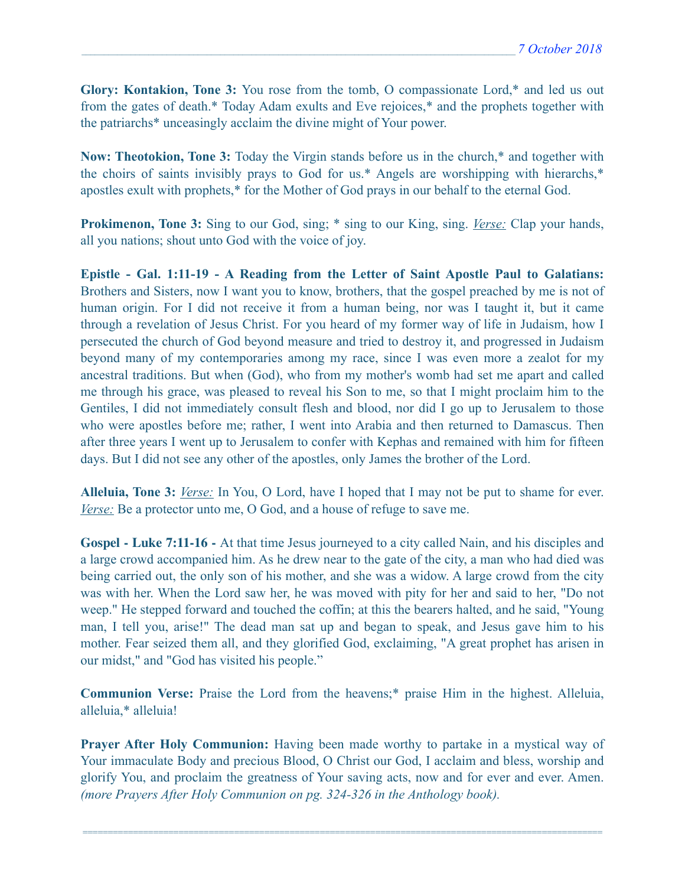**Glory: Kontakion, Tone 3:** You rose from the tomb, O compassionate Lord,* and led us out from the gates of death.* Today Adam exults and Eve rejoices,* and the prophets together with the patriarchs* unceasingly acclaim the divine might of Your power.

**Now: Theotokion, Tone 3:** Today the Virgin stands before us in the church,* and together with the choirs of saints invisibly prays to God for us.* Angels are worshipping with hierarchs,* apostles exult with prophets,* for the Mother of God prays in our behalf to the eternal God.

**Prokimenon, Tone 3:** Sing to our God, sing; * sing to our King, sing. *Verse:* Clap your hands, all you nations; shout unto God with the voice of joy.

**Epistle - Gal. 1:11-19 - A Reading from the Letter of Saint Apostle Paul to Galatians:** Brothers and Sisters, now I want you to know, brothers, that the gospel preached by me is not of human origin. For I did not receive it from a human being, nor was I taught it, but it came through a revelation of Jesus Christ. For you heard of my former way of life in Judaism, how I persecuted the church of God beyond measure and tried to destroy it, and progressed in Judaism beyond many of my contemporaries among my race, since I was even more a zealot for my ancestral traditions. But when (God), who from my mother's womb had set me apart and called me through his grace, was pleased to reveal his Son to me, so that I might proclaim him to the Gentiles, I did not immediately consult flesh and blood, nor did I go up to Jerusalem to those who were apostles before me; rather, I went into Arabia and then returned to Damascus. Then after three years I went up to Jerusalem to confer with Kephas and remained with him for fifteen days. But I did not see any other of the apostles, only James the brother of the Lord.

**Alleluia, Tone 3:** *Verse:* In You, O Lord, have I hoped that I may not be put to shame for ever. *Verse:* Be a protector unto me, O God, and a house of refuge to save me.

**Gospel - Luke 7:11-16 -** At that time Jesus journeyed to a city called Nain, and his disciples and a large crowd accompanied him. As he drew near to the gate of the city, a man who had died was being carried out, the only son of his mother, and she was a widow. A large crowd from the city was with her. When the Lord saw her, he was moved with pity for her and said to her, "Do not weep." He stepped forward and touched the coffin; at this the bearers halted, and he said, "Young man, I tell you, arise!" The dead man sat up and began to speak, and Jesus gave him to his mother. Fear seized them all, and they glorified God, exclaiming, "A great prophet has arisen in our midst," and "God has visited his people."

**Communion Verse:** Praise the Lord from the heavens;* praise Him in the highest. Alleluia, alleluia,* alleluia!

**Prayer After Holy Communion:** Having been made worthy to partake in a mystical way of Your immaculate Body and precious Blood, O Christ our God, I acclaim and bless, worship and glorify You, and proclaim the greatness of Your saving acts, now and for ever and ever. Amen. *(more Prayers After Holy Communion on pg. 324-326 in the Anthology book).*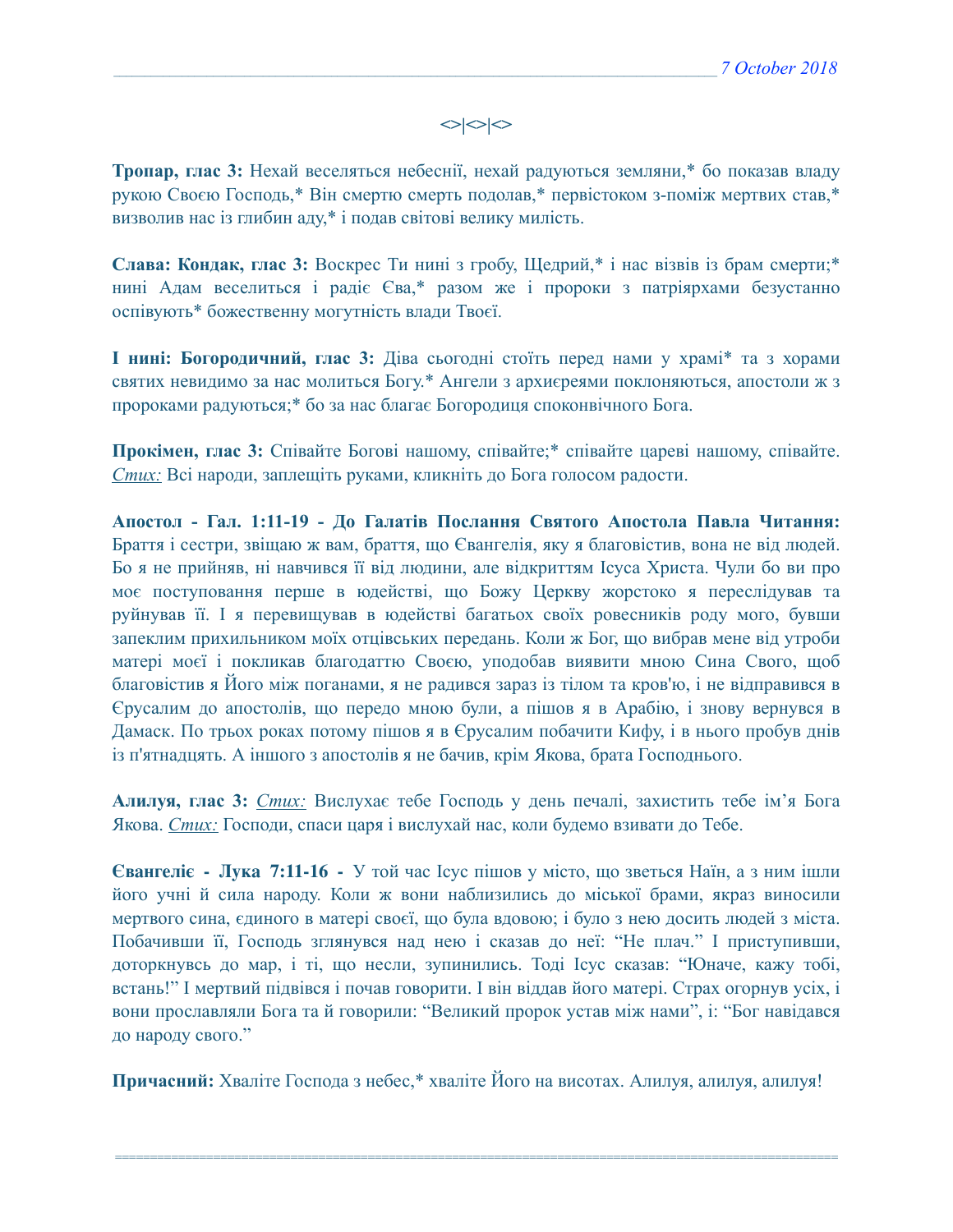<>|<>|<>

**Тропар, глас 3:** Нехай веселяться небеснії, нехай радуються земляни,* бо показав владу рукою Своєю Господь,* Він смертю смерть подолав,* первістоком з-поміж мертвих став,* визволив нас із глибин аду,* і подав світові велику милість.

**Слава: Кондак, глас 3:** Воскрес Ти нині з гробу, Щедрий,* і нас візвів із брам смерти;* нині Адам веселиться і радіє Єва,* разом же і пророки з патріярхами безустанно оспівують* божественну могутність влади Твоєї.

**І нині: Богородичний, глас 3:** Діва сьогодні стоїть перед нами у храмі* та з хорами святих невидимо за нас молиться Богу.* Ангели з архиєреями поклоняються, апостоли ж з пророками радуються;* бо за нас благає Богородиця споконвічного Бога.

**Прокімен, глас 3:** Співайте Богові нашому, співайте;* співайте цареві нашому, співайте. *Стих:* Всі народи, заплещіть руками, кликніть до Бога голосом радости.

**Апостол - Гал. 1:11-19 - До Галатів Послання Святого Апостола Павла Читання:** Браття і сестри, звіщаю ж вам, браття, що Євангелія, яку я благовістив, вона не від людей. Бо я не прийняв, ні навчився її від людини, але відкриттям Ісуса Христа. Чули бо ви про моє поступовання перше в юдействі, що Божу Церкву жорстоко я переслідував та руйнував її. І я перевищував в юдействі багатьох своїх ровесників роду мого, бувши запеклим прихильником моїх отцівських передань. Коли ж Бог, що вибрав мене від утроби матері моєї і покликав благодаттю Своєю, уподобав виявити мною Сина Свого, щоб благовістив я Його між поганами, я не радився зараз із тілом та кров'ю, і не відправився в Єрусалим до апостолів, що передо мною були, а пішов я в Арабію, і знову вернувся в Дамаск. По трьох роках потому пішов я в Єрусалим побачити Кифу, і в нього пробув днів із п'ятнадцять. А іншого з апостолів я не бачив, крім Якова, брата Господнього.

**Алилуя, глас 3:** *Стих:* Вислухає тебе Господь у день печалі, захистить тебе ім'я Бога Якова. *Стих:* Господи, спаси царя і вислухай нас, коли будемо взивати до Тебе.

**Євангеліє - Лука 7:11-16 -** У той час Ісус пішов у місто, що зветься Наїн, а з ним ішли його учні й сила народу. Коли ж вони наблизились до міської брами, якраз виносили мертвого сина, єдиного в матері своєї, що була вдовою; і було з нею досить людей з міста. Побачивши її, Господь зглянувся над нею і сказав до неї: "Не плач." І приступивши, доторкнувсь до мар, і ті, що несли, зупинились. Тоді Ісус сказав: "Юначе, кажу тобі, встань!" І мертвий підвівся і почав говорити. І він віддав його матері. Страх огорнув усіх, і вони прославляли Бога та й говорили: "Великий пророк устав між нами", і: "Бог навідався до народу свого."

**Причасний:** Хваліте Господа з небес,* хваліте Його на висотах. Алилуя, алилуя, алилуя!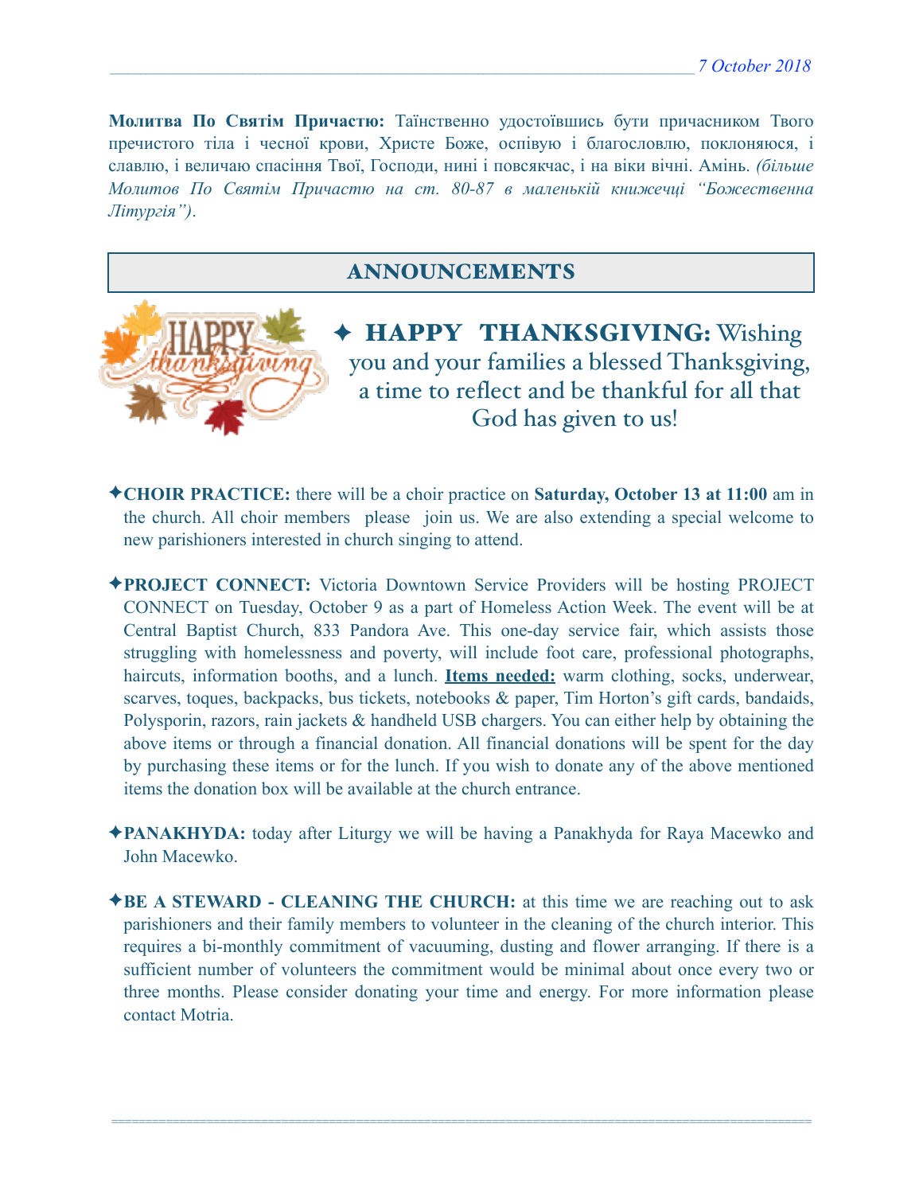**Молитва По Святім Причастю:** Таїнственно удостоївшись бути причасником Твого пречистого тіла і чесної крови, Христе Боже, оспівую і благословлю, поклоняюся, і славлю, і величаю спасіння Твої, Господи, нині і повсякчас, і на віки вічні. Амінь. *(більше Молитов По Святім Причастю на ст. 80-87 в маленькій книжечці "Божественна Літургія")*.

## ANNOUNCEMENTS

✦ **HAPPY THANKSGIVING:** Wishing you and your families a blessed Thanksgiving, a time to reflect and be thankful for all that God has given to us!

✦**CHOIR PRACTICE:** there will be a choir practice on **Saturday, October 13 at 11:00** am in the church. All choir members please join us. We are also extending a special welcome to new parishioners interested in church singing to attend.

✦**PROJECT CONNECT:** Victoria Downtown Service Providers will be hosting PROJECT CONNECT on Tuesday, October 9 as a part of Homeless Action Week. The event will be at Central Baptist Church, 833 Pandora Ave. This one-day service fair, which assists those struggling with homelessness and poverty, will include foot care, professional photographs, haircuts, information booths, and a lunch. **Items needed:** warm clothing, socks, underwear, scarves, toques, backpacks, bus tickets, notebooks & paper, Tim Horton's gift cards, bandaids, Polysporin, razors, rain jackets & handheld USB chargers. You can either help by obtaining the above items or through a financial donation. All financial donations will be spent for the day by purchasing these items or for the lunch. If you wish to donate any of the above mentioned items the donation box will be available at the church entrance.

✦**PANAKHYDA:** today after Liturgy we will be having a Panakhyda for Raya Macewko and John Macewko.

✦**BE A STEWARD - CLEANING THE CHURCH:** at this time we are reaching out to ask parishioners and their family members to volunteer in the cleaning of the church interior. This requires a bi-monthly commitment of vacuuming, dusting and flower arranging. If there is a sufficient number of volunteers the commitment would be minimal about once every two or three months. Please consider donating your time and energy. For more information please contact Motria.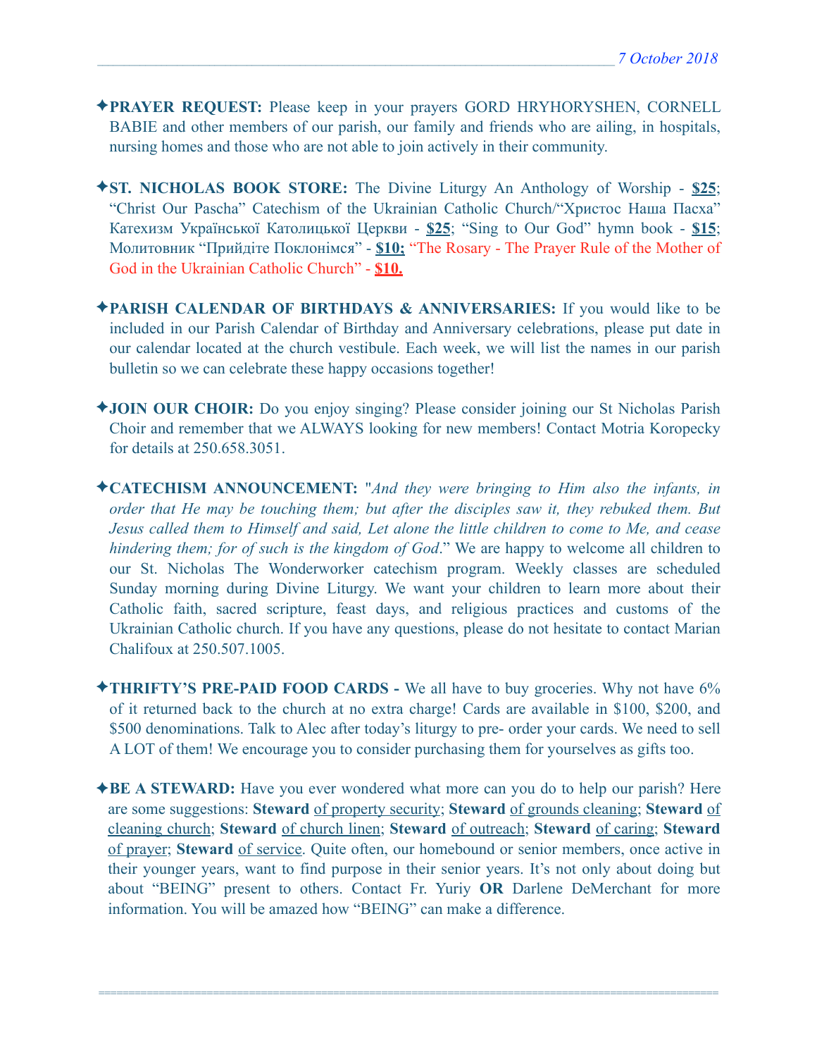✦**PRAYER REQUEST:** Please keep in your prayers GORD HRYHORYSHEN, CORNELL BABIE and other members of our parish, our family and friends who are ailing, in hospitals, nursing homes and those who are not able to join actively in their community.

✦**ST. NICHOLAS BOOK STORE:** The Divine Liturgy An Anthology of Worship - **$25**; "Christ Our Pascha" Catechism of the Ukrainian Catholic Church/"Христос Наша Пасха" Катехизм Української Католицької Церкви - **$25**; "Sing to Our God" hymn book - **$15**; Молитовник "Прийдіте Поклонімся" - **$10;** "The Rosary - The Prayer Rule of the Mother of God in the Ukrainian Catholic Church" - **$10.**

✦**PARISH CALENDAR OF BIRTHDAYS & ANNIVERSARIES:** If you would like to be included in our Parish Calendar of Birthday and Anniversary celebrations, please put date in our calendar located at the church vestibule. Each week, we will list the names in our parish bulletin so we can celebrate these happy occasions together!

✦**JOIN OUR CHOIR:** Do you enjoy singing? Please consider joining our St Nicholas Parish Choir and remember that we ALWAYS looking for new members! Contact Motria Koropecky for details at 250.658.3051.

✦**CATECHISM ANNOUNCEMENT:** "*And they were bringing to Him also the infants, in order that He may be touching them; but after the disciples saw it, they rebuked them. But Jesus called them to Himself and said, Let alone the little children to come to Me, and cease hindering them; for of such is the kingdom of God*." We are happy to welcome all children to our St. Nicholas The Wonderworker catechism program. Weekly classes are scheduled Sunday morning during Divine Liturgy. We want your children to learn more about their Catholic faith, sacred scripture, feast days, and religious practices and customs of the Ukrainian Catholic church. If you have any questions, please do not hesitate to contact Marian Chalifoux at 250.507.1005.

✦**THRIFTY'S PRE-PAID FOOD CARDS -** We all have to buy groceries. Why not have 6% of it returned back to the church at no extra charge! Cards are available in $100, $200, and $500 denominations. Talk to Alec after today's liturgy to pre- order your cards. We need to sell A LOT of them! We encourage you to consider purchasing them for yourselves as gifts too.

✦**BE A STEWARD:** Have you ever wondered what more can you do to help our parish? Here are some suggestions: **Steward** of property security; **Steward** of grounds cleaning; **Steward** of cleaning church; **Steward** of church linen; **Steward** of outreach; **Steward** of caring; **Steward** of prayer; **Steward** of service. Quite often, our homebound or senior members, once active in their younger years, want to find purpose in their senior years. It's not only about doing but about "BEING" present to others. Contact Fr. Yuriy **OR** Darlene DeMerchant for more information. You will be amazed how "BEING" can make a difference.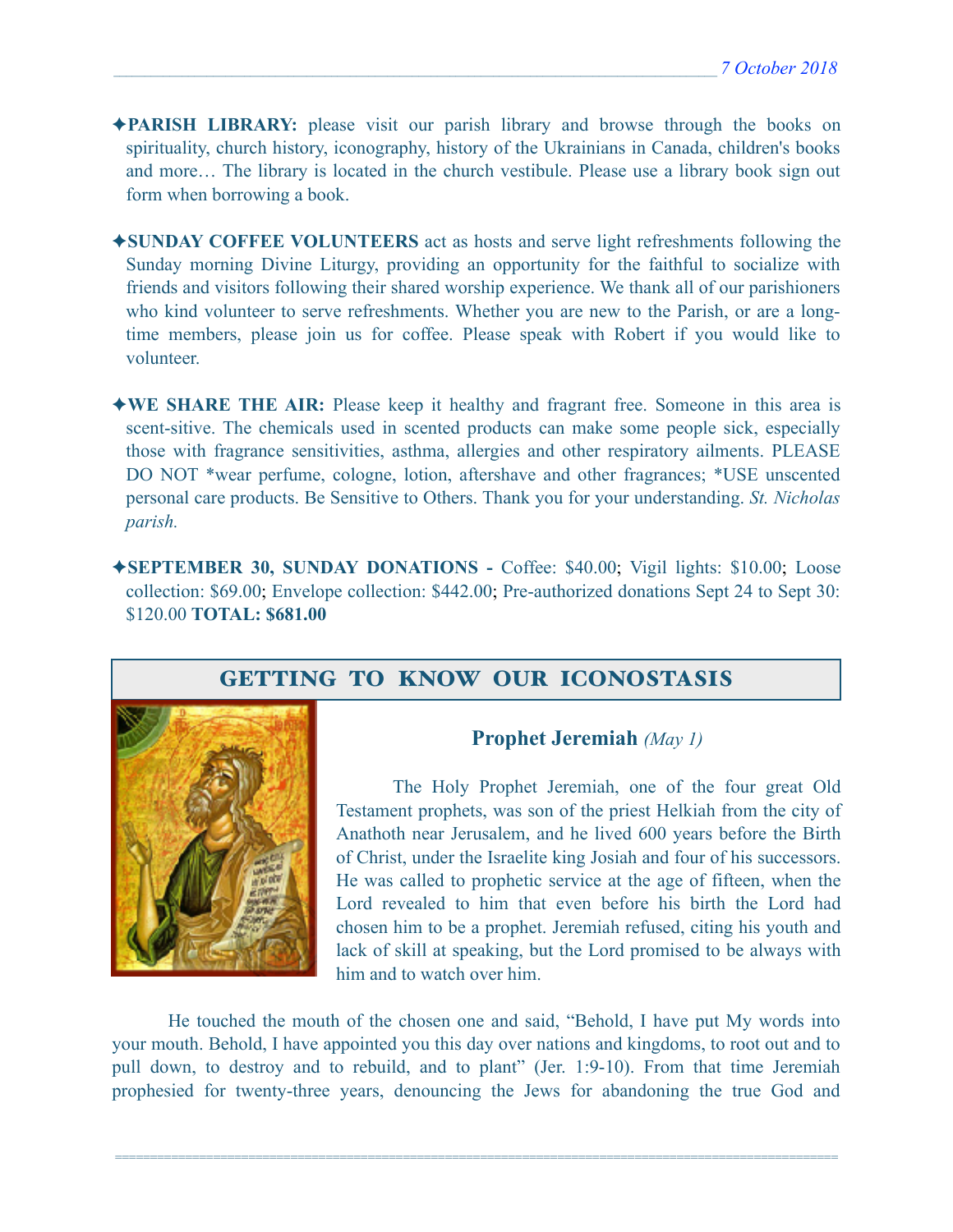✦**PARISH LIBRARY:** please visit our parish library and browse through the books on spirituality, church history, iconography, history of the Ukrainians in Canada, children's books and more… The library is located in the church vestibule. Please use a library book sign out form when borrowing a book.

✦**SUNDAY COFFEE VOLUNTEERS** act as hosts and serve light refreshments following the Sunday morning Divine Liturgy, providing an opportunity for the faithful to socialize with friends and visitors following their shared worship experience. We thank all of our parishioners who kind volunteer to serve refreshments. Whether you are new to the Parish, or are a long-time members, please join us for coffee. Please speak with Robert if you would like to volunteer.

✦**WE SHARE THE AIR:** Please keep it healthy and fragrant free. Someone in this area is scent-sitive. The chemicals used in scented products can make some people sick, especially those with fragrance sensitivities, asthma, allergies and other respiratory ailments. PLEASE DO NOT *wear perfume, cologne, lotion, aftershave and other fragrances; *USE unscented personal care products. Be Sensitive to Others. Thank you for your understanding. *St. Nicholas parish.*

✦**SEPTEMBER 30, SUNDAY DONATIONS -** Coffee: $40.00; Vigil lights: $10.00; Loose collection: $69.00; Envelope collection: $442.00; Pre-authorized donations Sept 24 to Sept 30: $120.00 **TOTAL: $681.00**

## GETTING TO KNOW OUR ICONOSTASIS

### Prophet Jeremiah *(May 1)*

The Holy Prophet Jeremiah, one of the four great Old Testament prophets, was son of the priest Helkiah from the city of Anathoth near Jerusalem, and he lived 600 years before the Birth of Christ, under the Israelite king Josiah and four of his successors. He was called to prophetic service at the age of fifteen, when the Lord revealed to him that even before his birth the Lord had chosen him to be a prophet. Jeremiah refused, citing his youth and lack of skill at speaking, but the Lord promised to be always with him and to watch over him.

He touched the mouth of the chosen one and said, "Behold, I have put My words into your mouth. Behold, I have appointed you this day over nations and kingdoms, to root out and to pull down, to destroy and to rebuild, and to plant" (Jer. 1:9-10). From that time Jeremiah prophesied for twenty-three years, denouncing the Jews for abandoning the true God and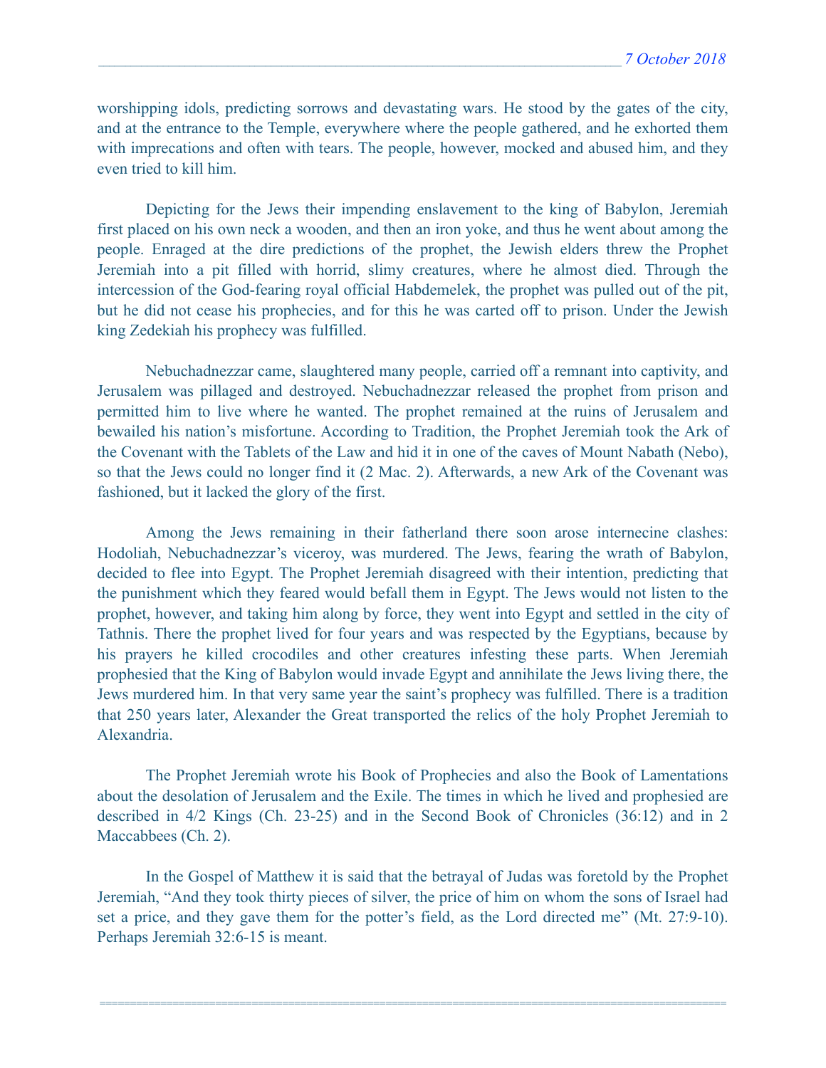worshipping idols, predicting sorrows and devastating wars. He stood by the gates of the city, and at the entrance to the Temple, everywhere where the people gathered, and he exhorted them with imprecations and often with tears. The people, however, mocked and abused him, and they even tried to kill him.

Depicting for the Jews their impending enslavement to the king of Babylon, Jeremiah first placed on his own neck a wooden, and then an iron yoke, and thus he went about among the people. Enraged at the dire predictions of the prophet, the Jewish elders threw the Prophet Jeremiah into a pit filled with horrid, slimy creatures, where he almost died. Through the intercession of the God-fearing royal official Habdemelek, the prophet was pulled out of the pit, but he did not cease his prophecies, and for this he was carted off to prison. Under the Jewish king Zedekiah his prophecy was fulfilled.

Nebuchadnezzar came, slaughtered many people, carried off a remnant into captivity, and Jerusalem was pillaged and destroyed. Nebuchadnezzar released the prophet from prison and permitted him to live where he wanted. The prophet remained at the ruins of Jerusalem and bewailed his nation's misfortune. According to Tradition, the Prophet Jeremiah took the Ark of the Covenant with the Tablets of the Law and hid it in one of the caves of Mount Nabath (Nebo), so that the Jews could no longer find it (2 Mac. 2). Afterwards, a new Ark of the Covenant was fashioned, but it lacked the glory of the first.

Among the Jews remaining in their fatherland there soon arose internecine clashes: Hodoliah, Nebuchadnezzar's viceroy, was murdered. The Jews, fearing the wrath of Babylon, decided to flee into Egypt. The Prophet Jeremiah disagreed with their intention, predicting that the punishment which they feared would befall them in Egypt. The Jews would not listen to the prophet, however, and taking him along by force, they went into Egypt and settled in the city of Tathnis. There the prophet lived for four years and was respected by the Egyptians, because by his prayers he killed crocodiles and other creatures infesting these parts. When Jeremiah prophesied that the King of Babylon would invade Egypt and annihilate the Jews living there, the Jews murdered him. In that very same year the saint's prophecy was fulfilled. There is a tradition that 250 years later, Alexander the Great transported the relics of the holy Prophet Jeremiah to Alexandria.

The Prophet Jeremiah wrote his Book of Prophecies and also the Book of Lamentations about the desolation of Jerusalem and the Exile. The times in which he lived and prophesied are described in 4/2 Kings (Ch. 23-25) and in the Second Book of Chronicles (36:12) and in 2 Maccabbees (Ch. 2).

In the Gospel of Matthew it is said that the betrayal of Judas was foretold by the Prophet Jeremiah, "And they took thirty pieces of silver, the price of him on whom the sons of Israel had set a price, and they gave them for the potter's field, as the Lord directed me" (Mt. 27:9-10). Perhaps Jeremiah 32:6-15 is meant.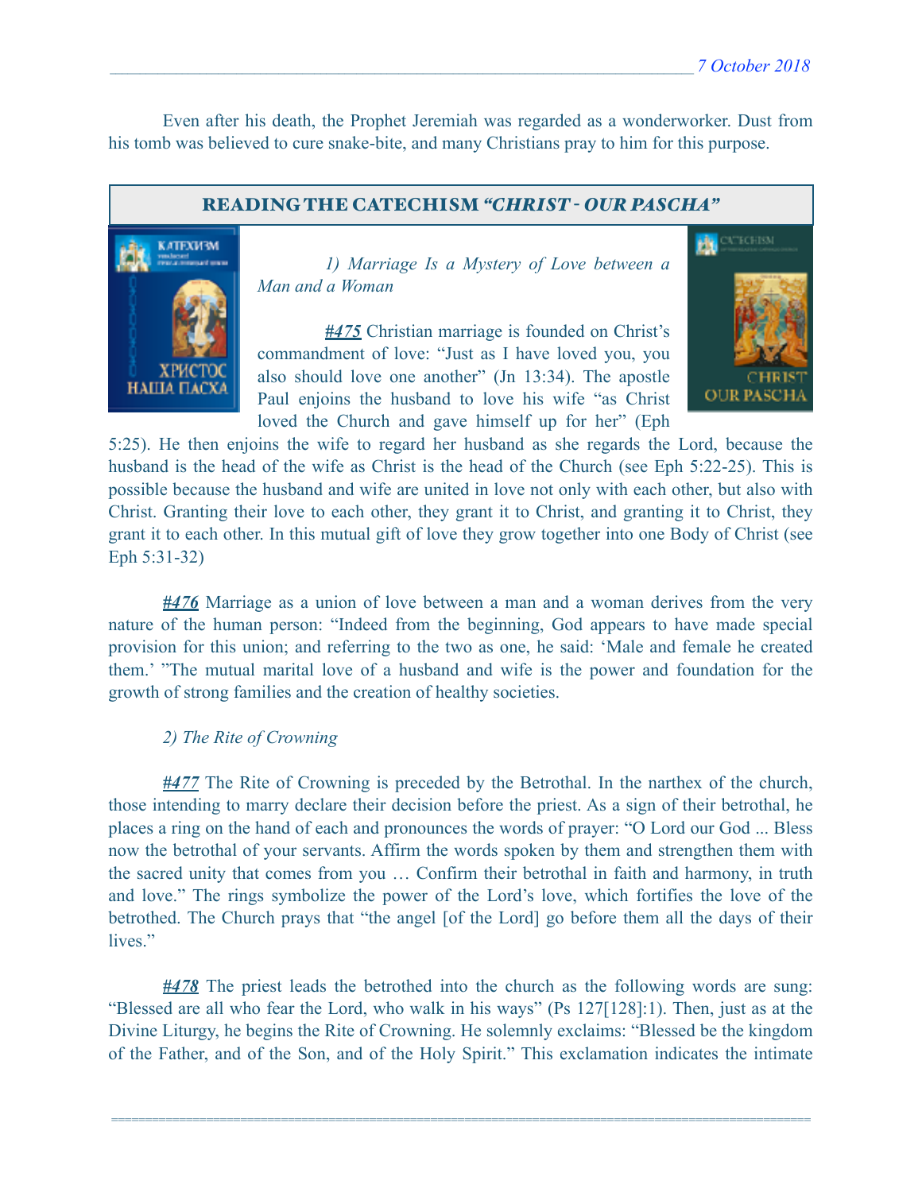Even after his death, the Prophet Jeremiah was regarded as a wonderworker. Dust from his tomb was believed to cure snake-bite, and many Christians pray to him for this purpose.

## READING THE CATECHISM *"CHRIST - OUR PASCHA"*

*1) Marriage Is a Mystery of Love between a Man and a Woman*

***#475*** Christian marriage is founded on Christ's commandment of love: "Just as I have loved you, you also should love one another" (Jn 13:34). The apostle Paul enjoins the husband to love his wife "as Christ loved the Church and gave himself up for her" (Eph 5:25). He then enjoins the wife to regard her husband as she regards the Lord, because the husband is the head of the wife as Christ is the head of the Church (see Eph 5:22-25). This is possible because the husband and wife are united in love not only with each other, but also with Christ. Granting their love to each other, they grant it to Christ, and granting it to Christ, they grant it to each other. In this mutual gift of love they grow together into one Body of Christ (see Eph 5:31-32)

***#476*** Marriage as a union of love between a man and a woman derives from the very nature of the human person: "Indeed from the beginning, God appears to have made special provision for this union; and referring to the two as one, he said: 'Male and female he created them.' "The mutual marital love of a husband and wife is the power and foundation for the growth of strong families and the creation of healthy societies.

*2) The Rite of Crowning*

***#477*** The Rite of Crowning is preceded by the Betrothal. In the narthex of the church, those intending to marry declare their decision before the priest. As a sign of their betrothal, he places a ring on the hand of each and pronounces the words of prayer: "O Lord our God ... Bless now the betrothal of your servants. Affirm the words spoken by them and strengthen them with the sacred unity that comes from you … Confirm their betrothal in faith and harmony, in truth and love." The rings symbolize the power of the Lord's love, which fortifies the love of the betrothed. The Church prays that "the angel [of the Lord] go before them all the days of their lives."

***#478*** The priest leads the betrothed into the church as the following words are sung: "Blessed are all who fear the Lord, who walk in his ways" (Ps 127[128]:1). Then, just as at the Divine Liturgy, he begins the Rite of Crowning. He solemnly exclaims: "Blessed be the kingdom of the Father, and of the Son, and of the Holy Spirit." This exclamation indicates the intimate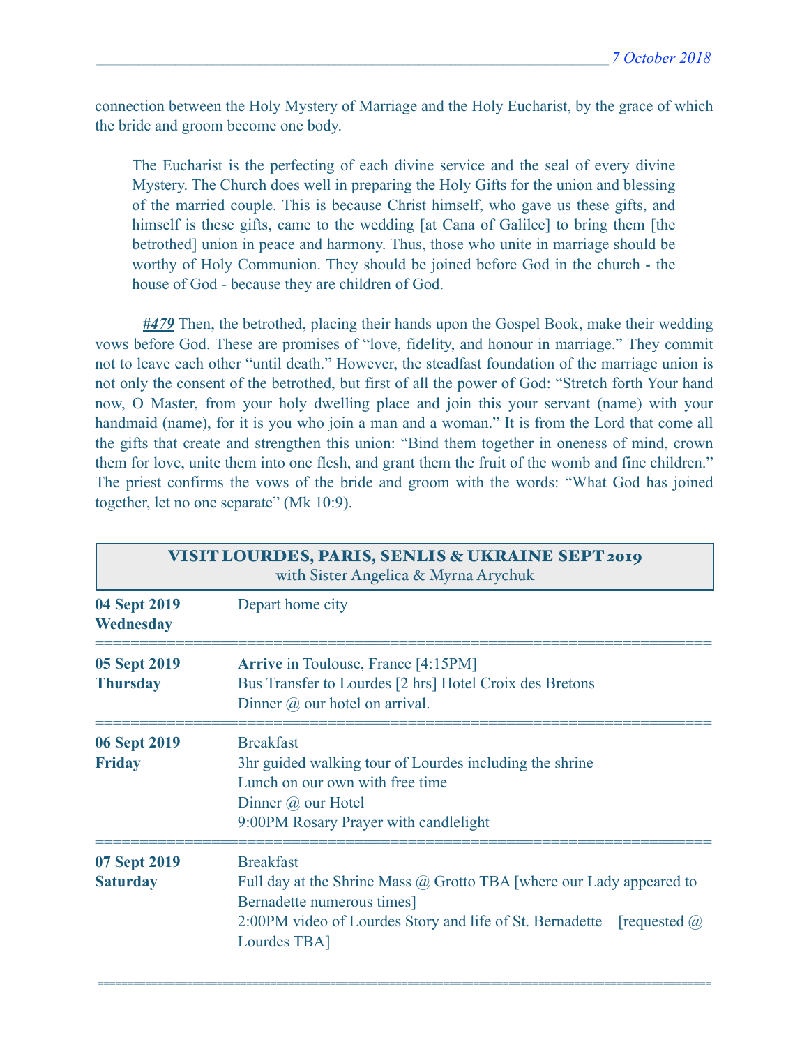connection between the Holy Mystery of Marriage and the Holy Eucharist, by the grace of which the bride and groom become one body.

> The Eucharist is the perfecting of each divine service and the seal of every divine Mystery. The Church does well in preparing the Holy Gifts for the union and blessing of the married couple. This is because Christ himself, who gave us these gifts, and himself is these gifts, came to the wedding [at Cana of Galilee] to bring them [the betrothed] union in peace and harmony. Thus, those who unite in marriage should be worthy of Holy Communion. They should be joined before God in the church - the house of God - because they are children of God.

***#479*** Then, the betrothed, placing their hands upon the Gospel Book, make their wedding vows before God. These are promises of "love, fidelity, and honour in marriage." They commit not to leave each other "until death." However, the steadfast foundation of the marriage union is not only the consent of the betrothed, but first of all the power of God: "Stretch forth Your hand now, O Master, from your holy dwelling place and join this your servant (name) with your handmaid (name), for it is you who join a man and a woman." It is from the Lord that come all the gifts that create and strengthen this union: "Bind them together in oneness of mind, crown them for love, unite them into one flesh, and grant them the fruit of the womb and fine children." The priest confirms the vows of the bride and groom with the words: "What God has joined together, let no one separate" (Mk 10:9).

## VISIT LOURDES, PARIS, SENLIS & UKRAINE SEPT 2019
with Sister Angelica & Myrna Arychuk

| | |
|---|---|
| **04 Sept 2019 Wednesday** | Depart home city |
| **05 Sept 2019 Thursday** | **Arrive** in Toulouse, France [4:15PM]<br>Bus Transfer to Lourdes [2 hrs] Hotel Croix des Bretons<br>Dinner @ our hotel on arrival. |
| **06 Sept 2019 Friday** | Breakfast<br>3hr guided walking tour of Lourdes including the shrine<br>Lunch on our own with free time<br>Dinner @ our Hotel<br>9:00PM Rosary Prayer with candlelight |
| **07 Sept 2019 Saturday** | Breakfast<br>Full day at the Shrine Mass @ Grotto TBA [where our Lady appeared to Bernadette numerous times]<br>2:00PM video of Lourdes Story and life of St. Bernadette [requested @ Lourdes TBA] |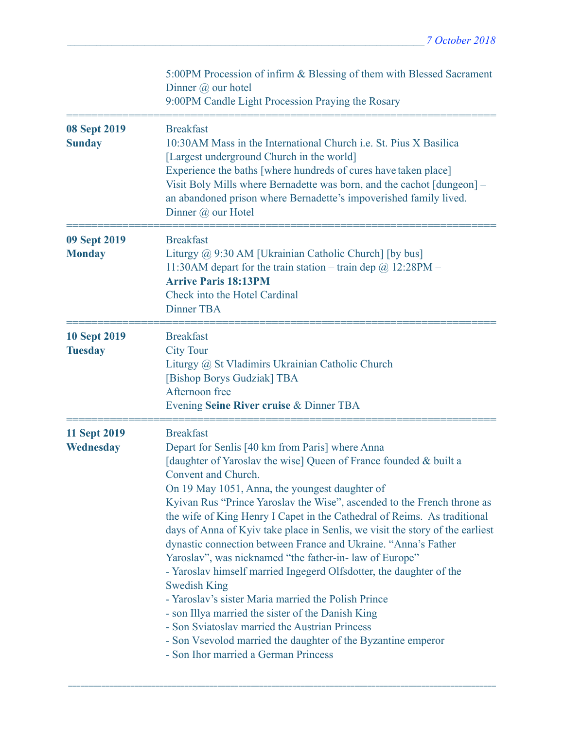5:00PM Procession of infirm & Blessing of them with Blessed Sacrament
Dinner @ our hotel
9:00PM Candle Light Procession Praying the Rosary

---

**08 Sept 2019**
**Sunday**

Breakfast
10:30AM Mass in the International Church i.e. St. Pius X Basilica [Largest underground Church in the world]
Experience the baths [where hundreds of cures have taken place]
Visit Boly Mills where Bernadette was born, and the cachot [dungeon] – an abandoned prison where Bernadette's impoverished family lived.
Dinner @ our Hotel

---

**09 Sept 2019**
**Monday**

Breakfast
Liturgy @ 9:30 AM [Ukrainian Catholic Church] [by bus]
11:30AM depart for the train station – train dep @ 12:28PM –
**Arrive Paris 18:13PM**
Check into the Hotel Cardinal
Dinner TBA

---

**10 Sept 2019**
**Tuesday**

Breakfast
City Tour
Liturgy @ St Vladimirs Ukrainian Catholic Church
[Bishop Borys Gudziak] TBA
Afternoon free
Evening **Seine River cruise** & Dinner TBA

---

**11 Sept 2019**
**Wednesday**

Breakfast
Depart for Senlis [40 km from Paris] where Anna [daughter of Yaroslav the wise] Queen of France founded & built a Convent and Church.
On 19 May 1051, Anna, the youngest daughter of Kyivan Rus "Prince Yaroslav the Wise", ascended to the French throne as the wife of King Henry I Capet in the Cathedral of Reims. As traditional days of Anna of Kyiv take place in Senlis, we visit the story of the earliest dynastic connection between France and Ukraine. "Anna's Father Yaroslav", was nicknamed "the father-in- law of Europe"

- Yaroslav himself married Ingegerd Olfsdotter, the daughter of the Swedish King
- Yaroslav's sister Maria married the Polish Prince
- son Illya married the sister of the Danish King
- Son Sviatoslav married the Austrian Princess
- Son Vsevolod married the daughter of the Byzantine emperor
- Son Ihor married a German Princess

---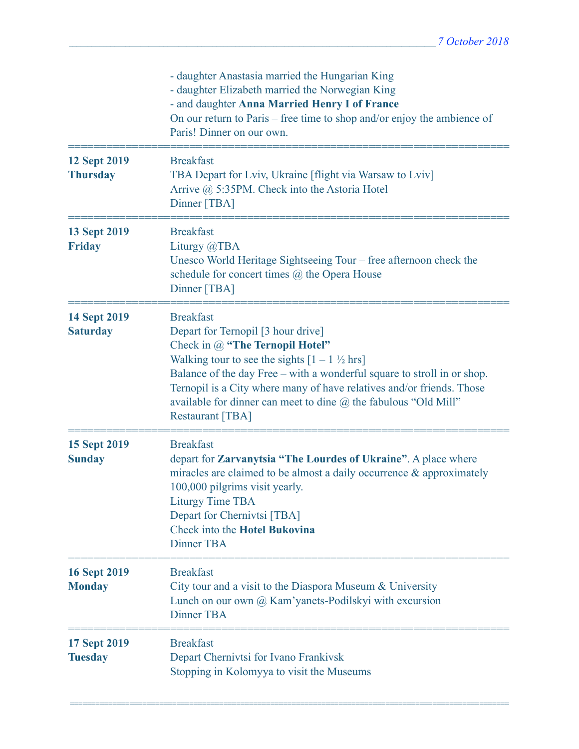| | |
|---|---|
| | - daughter Anastasia married the Hungarian King<br>- daughter Elizabeth married the Norwegian King<br>- and daughter **Anna Married Henry I of France**<br>On our return to Paris – free time to shop and/or enjoy the ambience of Paris! Dinner on our own. |
| **12 Sept 2019**<br>**Thursday** | Breakfast<br>TBA Depart for Lviv, Ukraine [flight via Warsaw to Lviv]<br>Arrive @ 5:35PM. Check into the Astoria Hotel<br>Dinner [TBA] |
| **13 Sept 2019**<br>**Friday** | Breakfast<br>Liturgy @TBA<br>Unesco World Heritage Sightseeing Tour – free afternoon check the schedule for concert times @ the Opera House<br>Dinner [TBA] |
| **14 Sept 2019**<br>**Saturday** | Breakfast<br>Depart for Ternopil [3 hour drive]<br>Check in @ **"The Ternopil Hotel"**<br>Walking tour to see the sights [1 – 1 ½ hrs]<br>Balance of the day Free – with a wonderful square to stroll in or shop. Ternopil is a City where many of have relatives and/or friends. Those available for dinner can meet to dine @ the fabulous "Old Mill" Restaurant [TBA] |
| **15 Sept 2019**<br>**Sunday** | Breakfast<br>depart for **Zarvanytsia "The Lourdes of Ukraine"**. A place where miracles are claimed to be almost a daily occurrence & approximately 100,000 pilgrims visit yearly.<br>Liturgy Time TBA<br>Depart for Chernivtsi [TBA]<br>Check into the **Hotel Bukovina**<br>Dinner TBA |
| **16 Sept 2019**<br>**Monday** | Breakfast<br>City tour and a visit to the Diaspora Museum & University<br>Lunch on our own @ Kam'yanets-Podilskyi with excursion<br>Dinner TBA |
| **17 Sept 2019**<br>**Tuesday** | Breakfast<br>Depart Chernivtsi for Ivano Frankivsk<br>Stopping in Kolomyya to visit the Museums |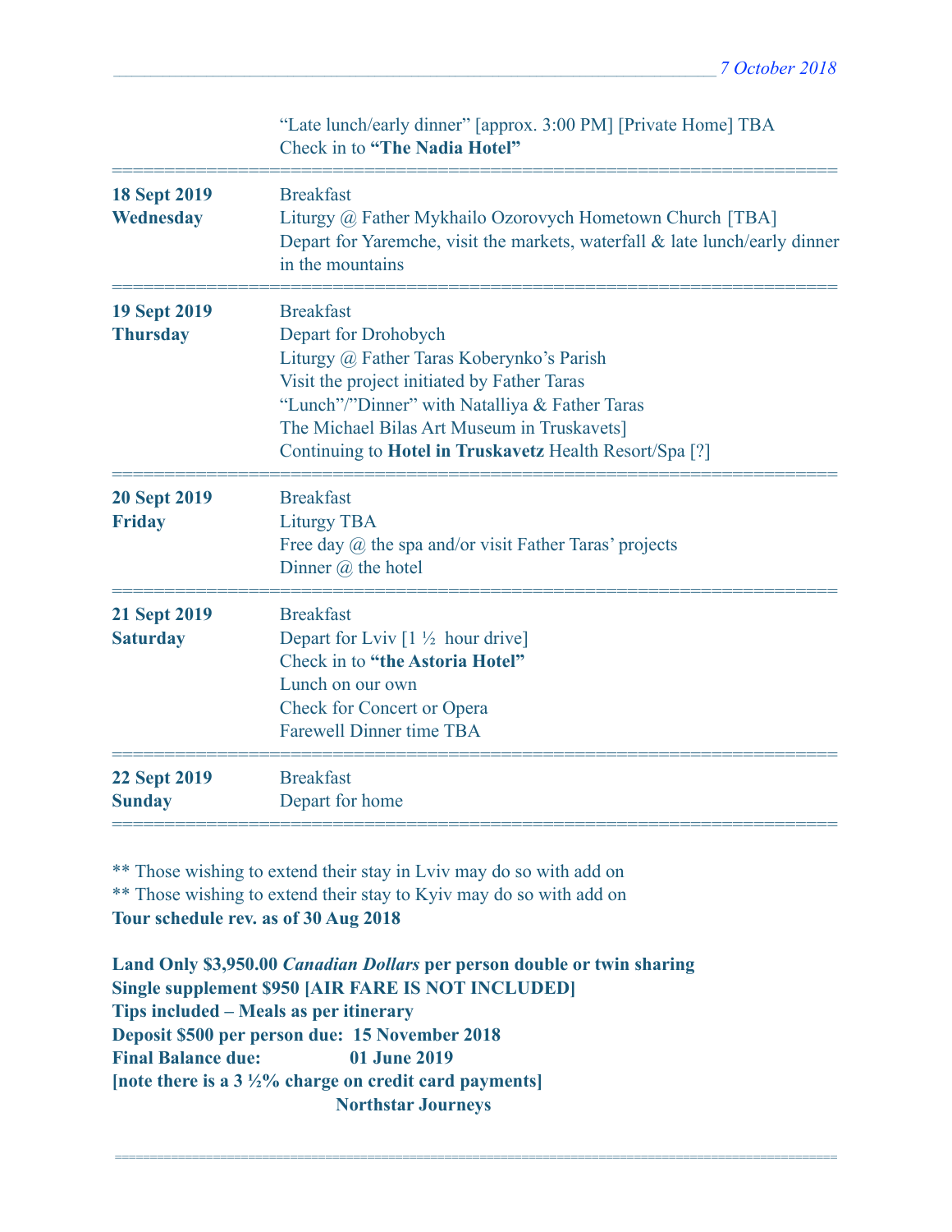| | |
|---|---|
| | “Late lunch/early dinner” [approx. 3:00 PM] [Private Home] TBA<br>Check in to **“The Nadia Hotel”** |
| **18 Sept 2019**<br>**Wednesday** | Breakfast<br>Liturgy @ Father Mykhailo Ozorovych Hometown Church [TBA]<br>Depart for Yaremche, visit the markets, waterfall & late lunch/early dinner in the mountains |
| **19 Sept 2019**<br>**Thursday** | Breakfast<br>Depart for Drohobych<br>Liturgy @ Father Taras Koberynko’s Parish<br>Visit the project initiated by Father Taras<br>“Lunch”/”Dinner” with Natalliya & Father Taras<br>The Michael Bilas Art Museum in Truskavets]<br>Continuing to **Hotel in Truskavetz** Health Resort/Spa [?] |
| **20 Sept 2019**<br>**Friday** | Breakfast<br>Liturgy TBA<br>Free day @ the spa and/or visit Father Taras’ projects<br>Dinner @ the hotel |
| **21 Sept 2019**<br>**Saturday** | Breakfast<br>Depart for Lviv [1 ½ hour drive]<br>Check in to **“the Astoria Hotel”**<br>Lunch on our own<br>Check for Concert or Opera<br>Farewell Dinner time TBA |
| **22 Sept 2019**<br>**Sunday** | Breakfast<br>Depart for home |

** Those wishing to extend their stay in Lviv may do so with add on
** Those wishing to extend their stay to Kyiv may do so with add on
**Tour schedule rev. as of 30 Aug 2018**

**Land Only $3,950.00 *Canadian Dollars* per person double or twin sharing**
**Single supplement $950 [AIR FARE IS NOT INCLUDED]**
**Tips included – Meals as per itinerary**
**Deposit $500 per person due: 15 November 2018**
**Final Balance due: 01 June 2019**
**[note there is a 3 ½% charge on credit card payments]**
**Northstar Journeys**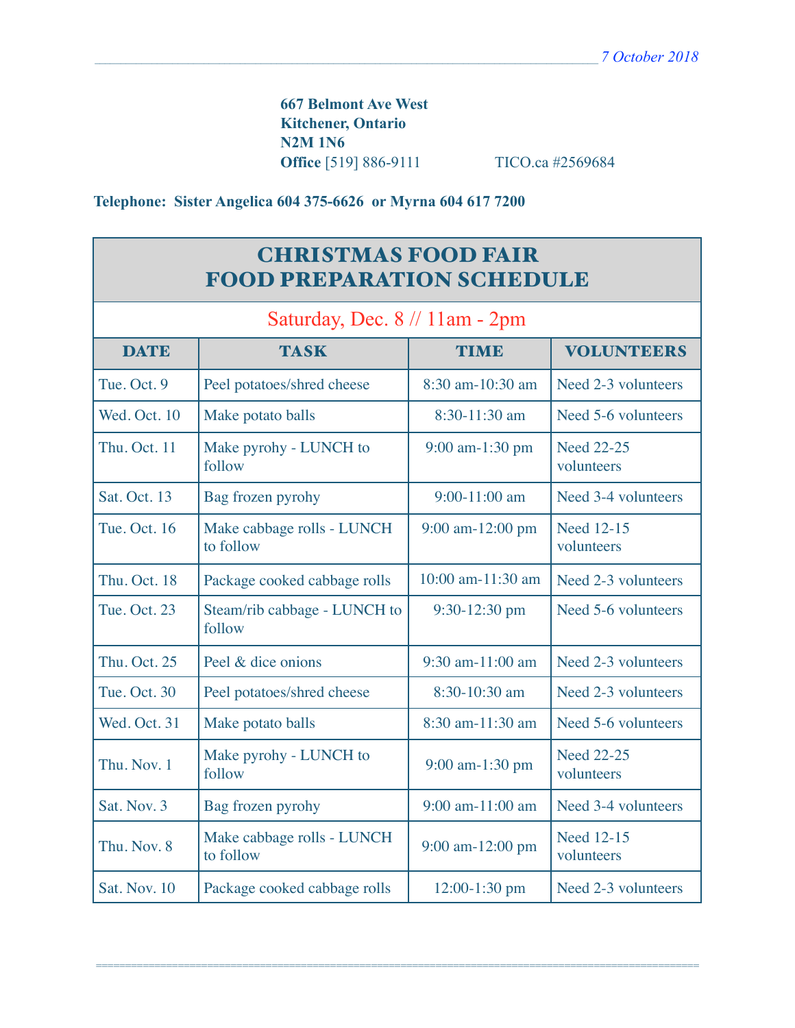*7 October 2018*

**667 Belmont Ave West**
**Kitchener, Ontario**
**N2M 1N6**
**Office** [519] 886-9111 TICO.ca #2569684

**Telephone: Sister Angelica 604 375-6626 or Myrna 604 617 7200**

# CHRISTMAS FOOD FAIR
# FOOD PREPARATION SCHEDULE

Saturday, Dec. 8 // 11am - 2pm

| DATE | TASK | TIME | VOLUNTEERS |
|---|---|---|---|
| Tue. Oct. 9 | Peel potatoes/shred cheese | 8:30 am-10:30 am | Need 2-3 volunteers |
| Wed. Oct. 10 | Make potato balls | 8:30-11:30 am | Need 5-6 volunteers |
| Thu. Oct. 11 | Make pyrohy - LUNCH to follow | 9:00 am-1:30 pm | Need 22-25 volunteers |
| Sat. Oct. 13 | Bag frozen pyrohy | 9:00-11:00 am | Need 3-4 volunteers |
| Tue. Oct. 16 | Make cabbage rolls - LUNCH to follow | 9:00 am-12:00 pm | Need 12-15 volunteers |
| Thu. Oct. 18 | Package cooked cabbage rolls | 10:00 am-11:30 am | Need 2-3 volunteers |
| Tue. Oct. 23 | Steam/rib cabbage - LUNCH to follow | 9:30-12:30 pm | Need 5-6 volunteers |
| Thu. Oct. 25 | Peel & dice onions | 9:30 am-11:00 am | Need 2-3 volunteers |
| Tue. Oct. 30 | Peel potatoes/shred cheese | 8:30-10:30 am | Need 2-3 volunteers |
| Wed. Oct. 31 | Make potato balls | 8:30 am-11:30 am | Need 5-6 volunteers |
| Thu. Nov. 1 | Make pyrohy - LUNCH to follow | 9:00 am-1:30 pm | Need 22-25 volunteers |
| Sat. Nov. 3 | Bag frozen pyrohy | 9:00 am-11:00 am | Need 3-4 volunteers |
| Thu. Nov. 8 | Make cabbage rolls - LUNCH to follow | 9:00 am-12:00 pm | Need 12-15 volunteers |
| Sat. Nov. 10 | Package cooked cabbage rolls | 12:00-1:30 pm | Need 2-3 volunteers |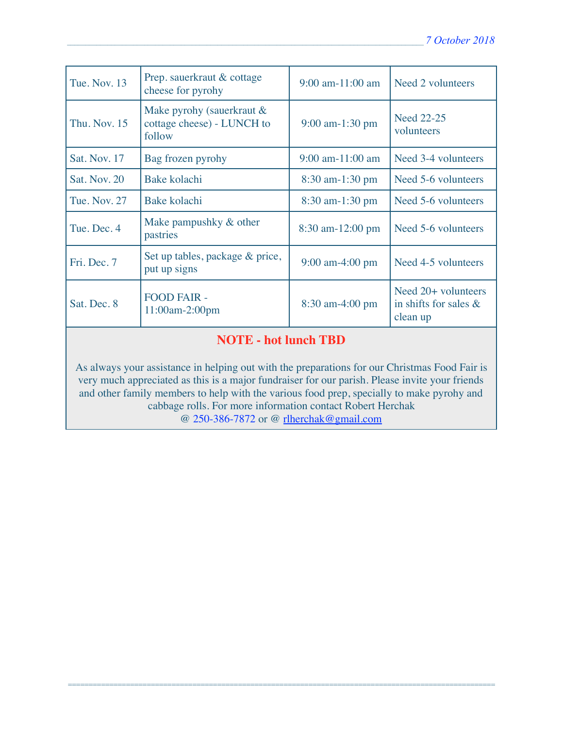| Tue. Nov. 13 | Prep. sauerkraut & cottage cheese for pyrohy | 9:00 am-11:00 am | Need 2 volunteers |
|---|---|---|---|
| Thu. Nov. 15 | Make pyrohy (sauerkraut & cottage cheese) - LUNCH to follow | 9:00 am-1:30 pm | Need 22-25 volunteers |
| Sat. Nov. 17 | Bag frozen pyrohy | 9:00 am-11:00 am | Need 3-4 volunteers |
| Sat. Nov. 20 | Bake kolachi | 8:30 am-1:30 pm | Need 5-6 volunteers |
| Tue. Nov. 27 | Bake kolachi | 8:30 am-1:30 pm | Need 5-6 volunteers |
| Tue. Dec. 4 | Make pampushky & other pastries | 8:30 am-12:00 pm | Need 5-6 volunteers |
| Fri. Dec. 7 | Set up tables, package & price, put up signs | 9:00 am-4:00 pm | Need 4-5 volunteers |
| Sat. Dec. 8 | FOOD FAIR - 11:00am-2:00pm | 8:30 am-4:00 pm | Need 20+ volunteers in shifts for sales & clean up |

**NOTE - hot lunch TBD**

As always your assistance in helping out with the preparations for our Christmas Food Fair is very much appreciated as this is a major fundraiser for our parish. Please invite your friends and other family members to help with the various food prep, specially to make pyrohy and cabbage rolls. For more information contact Robert Herchak @ 250-386-7872 or @ rlherchak@gmail.com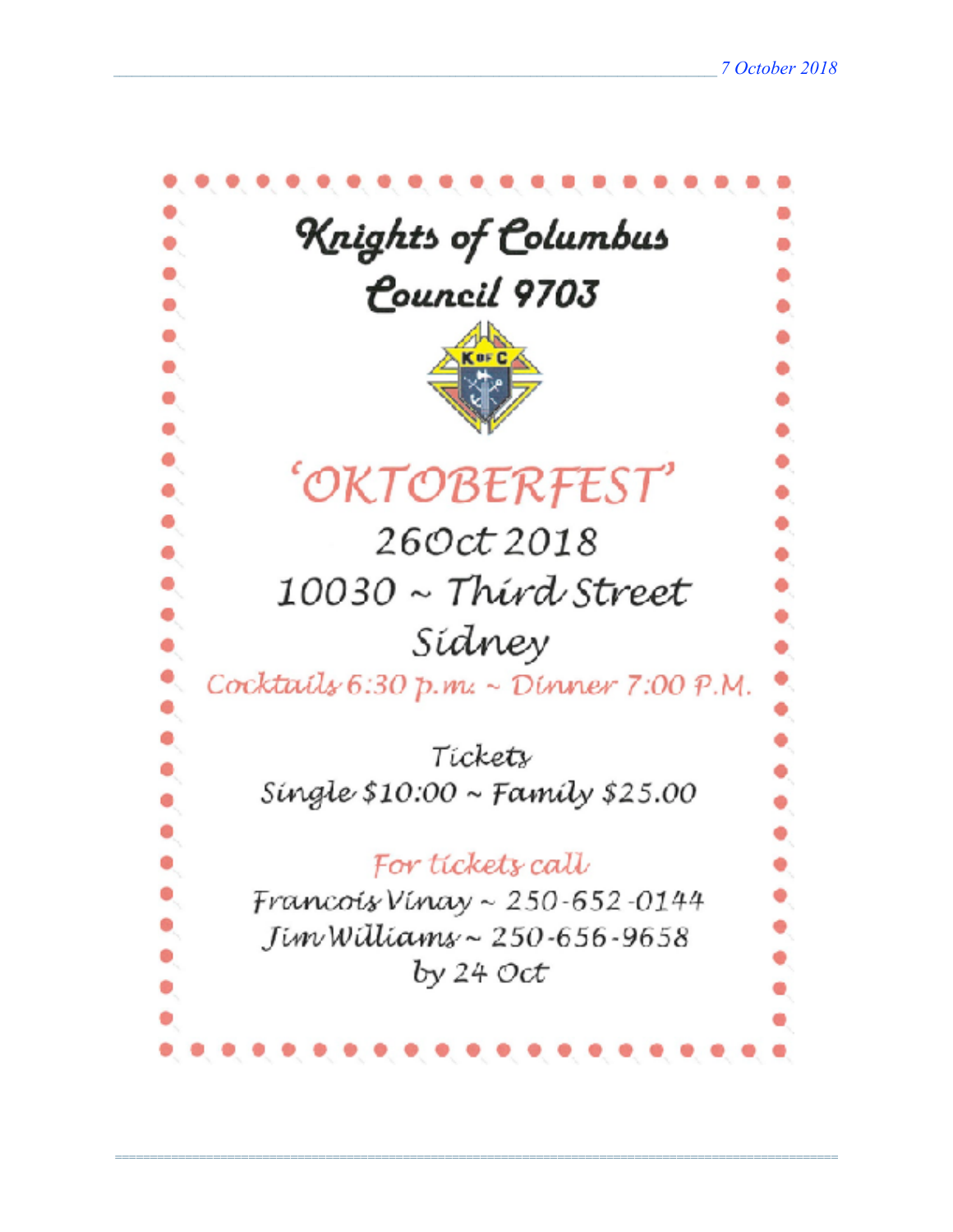# Knights of Columbus
# Council 9703

## 'OKTOBERFEST'

26Oct 2018

10030 ~ Third Street

Sidney

Cocktails 6:30 p.m. ~ Dinner 7:00 P.M.

Tickets

Single $10:00 ~ Family $25.00

For tickets call

Francois Vinay ~ 250-652-0144

Jim Williams ~ 250-656-9658

by 24 Oct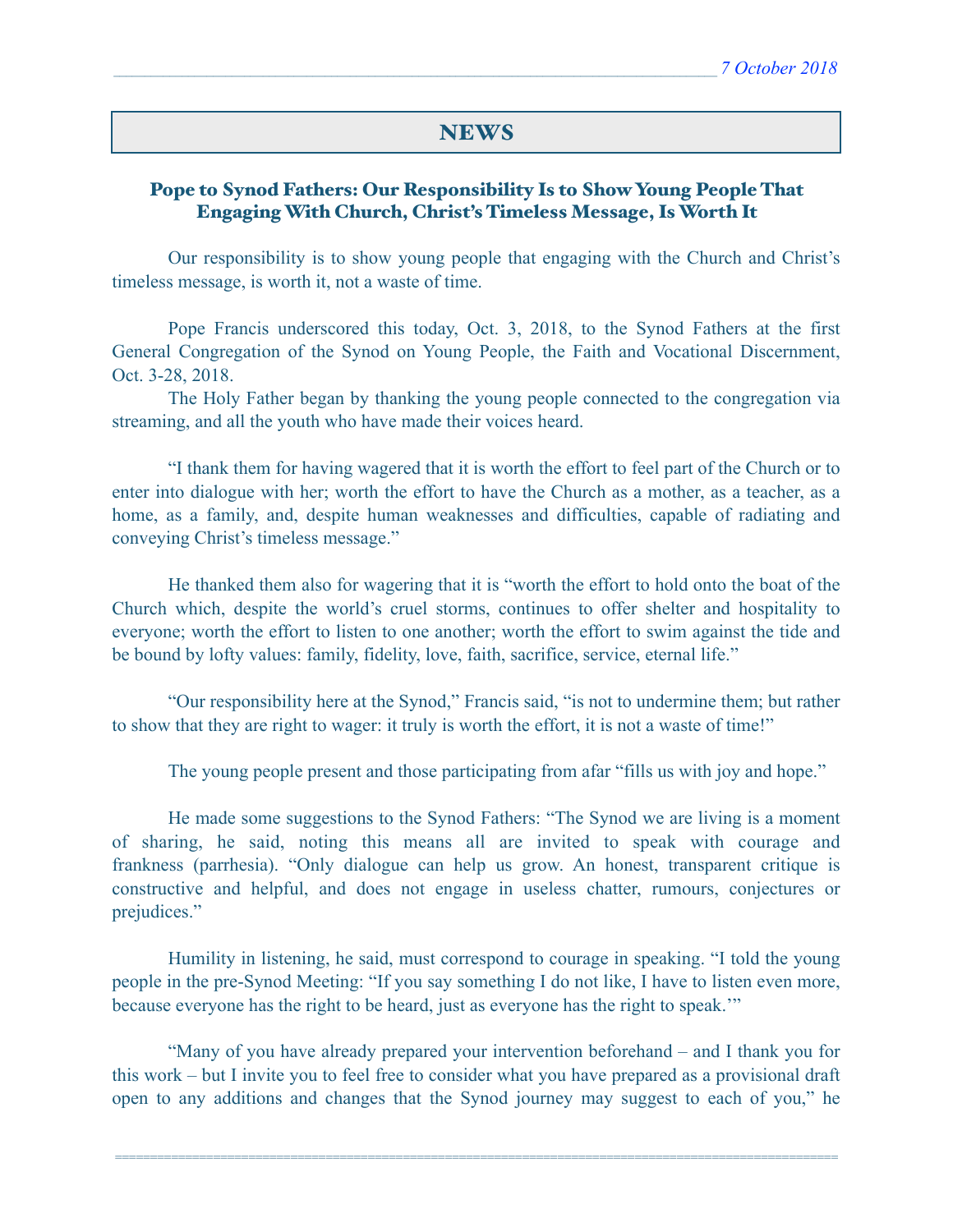## NEWS

### Pope to Synod Fathers: Our Responsibility Is to Show Young People That Engaging With Church, Christ's Timeless Message, Is Worth It

Our responsibility is to show young people that engaging with the Church and Christ's timeless message, is worth it, not a waste of time.

Pope Francis underscored this today, Oct. 3, 2018, to the Synod Fathers at the first General Congregation of the Synod on Young People, the Faith and Vocational Discernment, Oct. 3-28, 2018.

The Holy Father began by thanking the young people connected to the congregation via streaming, and all the youth who have made their voices heard.

"I thank them for having wagered that it is worth the effort to feel part of the Church or to enter into dialogue with her; worth the effort to have the Church as a mother, as a teacher, as a home, as a family, and, despite human weaknesses and difficulties, capable of radiating and conveying Christ's timeless message."

He thanked them also for wagering that it is "worth the effort to hold onto the boat of the Church which, despite the world's cruel storms, continues to offer shelter and hospitality to everyone; worth the effort to listen to one another; worth the effort to swim against the tide and be bound by lofty values: family, fidelity, love, faith, sacrifice, service, eternal life."

"Our responsibility here at the Synod," Francis said, "is not to undermine them; but rather to show that they are right to wager: it truly is worth the effort, it is not a waste of time!"

The young people present and those participating from afar "fills us with joy and hope."

He made some suggestions to the Synod Fathers: "The Synod we are living is a moment of sharing, he said, noting this means all are invited to speak with courage and frankness (parrhesia). "Only dialogue can help us grow. An honest, transparent critique is constructive and helpful, and does not engage in useless chatter, rumours, conjectures or prejudices."

Humility in listening, he said, must correspond to courage in speaking. "I told the young people in the pre-Synod Meeting: "If you say something I do not like, I have to listen even more, because everyone has the right to be heard, just as everyone has the right to speak.'"

"Many of you have already prepared your intervention beforehand – and I thank you for this work – but I invite you to feel free to consider what you have prepared as a provisional draft open to any additions and changes that the Synod journey may suggest to each of you," he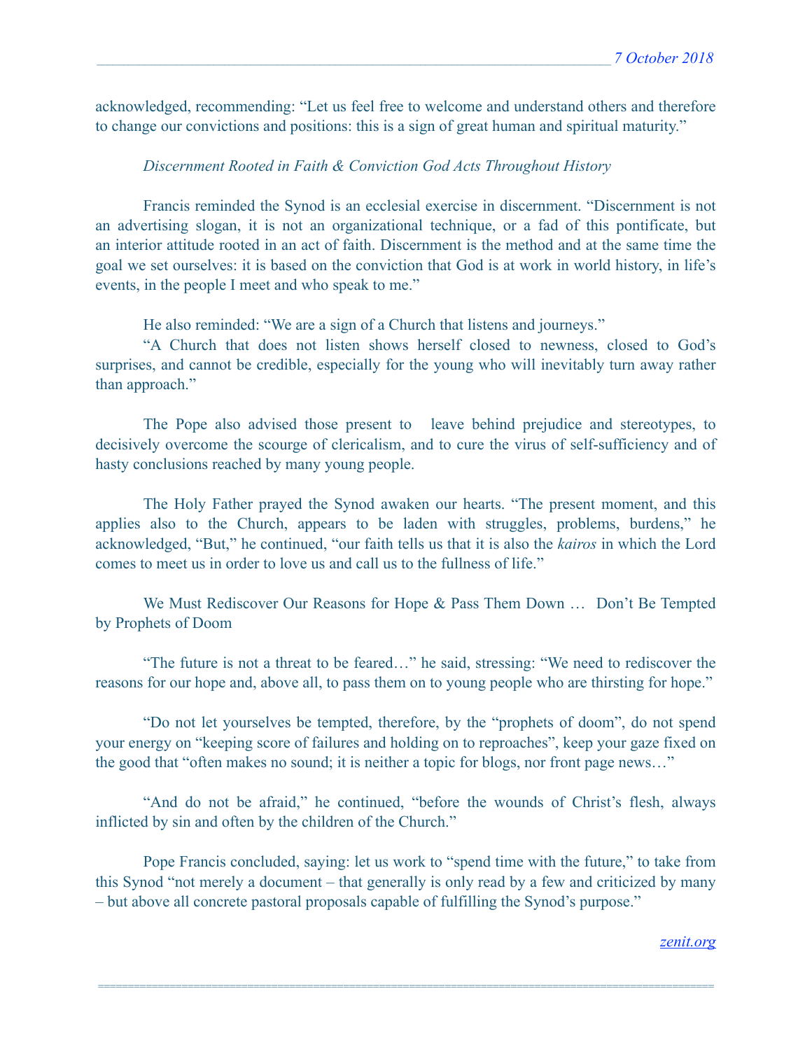acknowledged, recommending: "Let us feel free to welcome and understand others and therefore to change our convictions and positions: this is a sign of great human and spiritual maturity."

*Discernment Rooted in Faith & Conviction God Acts Throughout History*

Francis reminded the Synod is an ecclesial exercise in discernment. "Discernment is not an advertising slogan, it is not an organizational technique, or a fad of this pontificate, but an interior attitude rooted in an act of faith. Discernment is the method and at the same time the goal we set ourselves: it is based on the conviction that God is at work in world history, in life's events, in the people I meet and who speak to me."

He also reminded: "We are a sign of a Church that listens and journeys."

"A Church that does not listen shows herself closed to newness, closed to God's surprises, and cannot be credible, especially for the young who will inevitably turn away rather than approach."

The Pope also advised those present to leave behind prejudice and stereotypes, to decisively overcome the scourge of clericalism, and to cure the virus of self-sufficiency and of hasty conclusions reached by many young people.

The Holy Father prayed the Synod awaken our hearts. "The present moment, and this applies also to the Church, appears to be laden with struggles, problems, burdens," he acknowledged, "But," he continued, "our faith tells us that it is also the *kairos* in which the Lord comes to meet us in order to love us and call us to the fullness of life."

We Must Rediscover Our Reasons for Hope & Pass Them Down … Don't Be Tempted by Prophets of Doom

"The future is not a threat to be feared…" he said, stressing: "We need to rediscover the reasons for our hope and, above all, to pass them on to young people who are thirsting for hope."

"Do not let yourselves be tempted, therefore, by the "prophets of doom", do not spend your energy on "keeping score of failures and holding on to reproaches", keep your gaze fixed on the good that "often makes no sound; it is neither a topic for blogs, nor front page news…"

"And do not be afraid," he continued, "before the wounds of Christ's flesh, always inflicted by sin and often by the children of the Church."

Pope Francis concluded, saying: let us work to "spend time with the future," to take from this Synod "not merely a document – that generally is only read by a few and criticized by many – but above all concrete pastoral proposals capable of fulfilling the Synod's purpose."

[zenit.org]